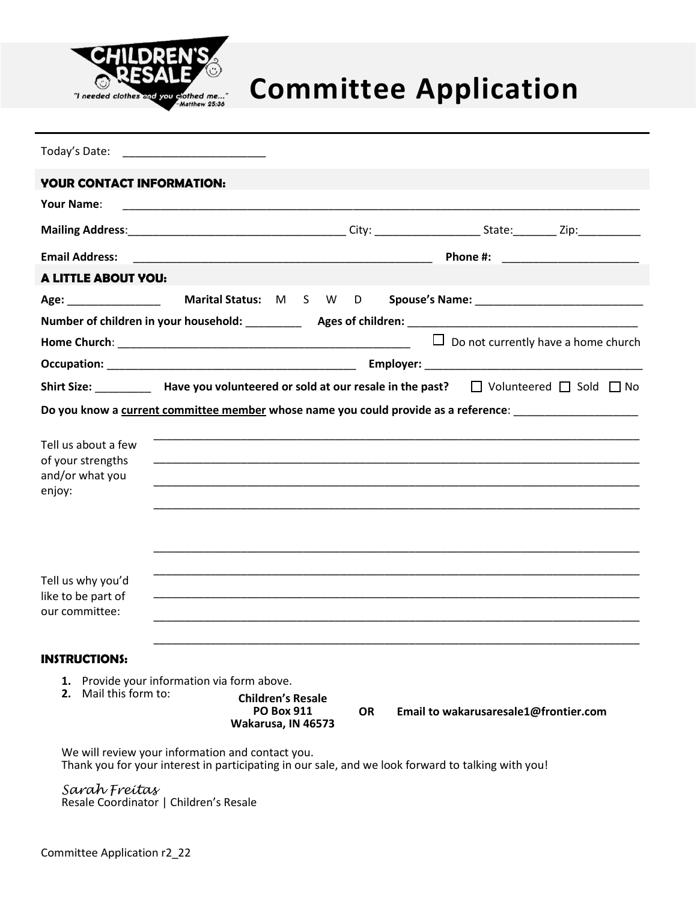# Committee Application

"I needed clothes and you clothed me..." –Matthew 25:36

Today's Date: ______________________

## YOUR CONTACT INFORMATION:

**Your Name**: ________________________________________________________________________________

**Mailing Address**:__________________________________ City: _________________ State:_______ Zip:__________

**Email Address:** ________________________________________________ **Phone #:** ______________________

## A LITTLE ABOUT YOU:

**Age:** _______________ **Marital Status:** M S W D **Spouse's Name:** ___________________________

**Number of children in your household:** _________ **Ages of children:** _____________________________________

**Home Church**: _______________________________________________ ☐ Do not currently have a home church

**Occupation:** ______________________________________ **Employer:** ___________________________________

**Shirt Size:** _________ **Have you volunteered or sold at our resale in the past?** ☐ Volunteered ☐ Sold ☐ No

**Do you know a current committee member whose name you could provide as a reference**: ___________________

Tell us about a few of your strengths and/or what you enjoy:

_______________________________________________________________________________

_______________________________________________________________________________

_______________________________________________________________________________

_______________________________________________________________________________

_______________________________________________________________________________

Tell us why you'd like to be part of our committee:

_______________________________________________________________________________

_______________________________________________________________________________

_______________________________________________________________________________

_______________________________________________________________________________

## INSTRUCTIONS:

1. Provide your information via form above.
2. Mail this form to:

**Children's Resale**
**PO Box 911**
**Wakarusa, IN 46573**

**OR** **Email to wakarusaresale1@frontier.com**

We will review your information and contact you.
Thank you for your interest in participating in our sale, and we look forward to talking with you!

*Sarah Freitas*
Resale Coordinator | Children's Resale

Committee Application r2_22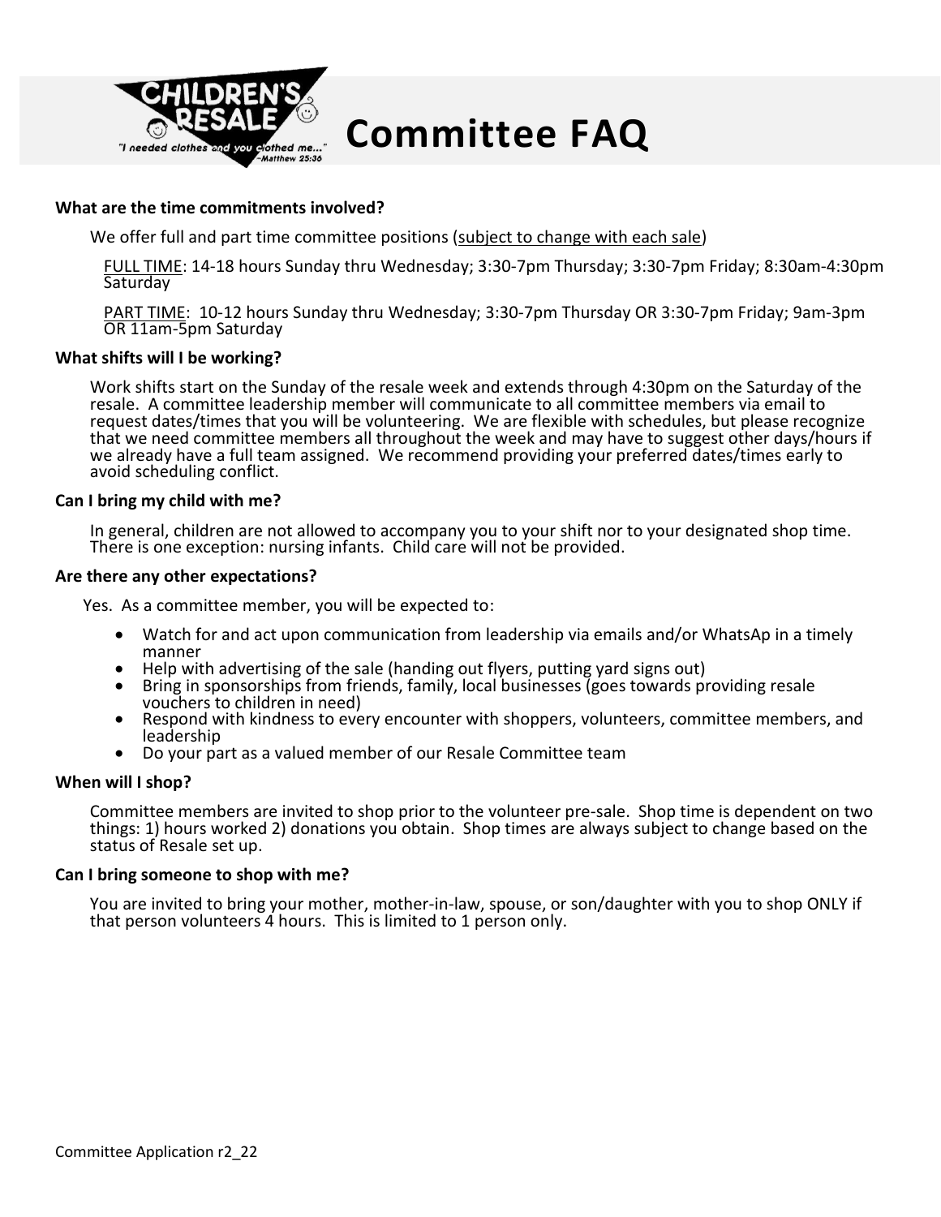# Committee FAQ

**What are the time commitments involved?**

We offer full and part time committee positions (<u>subject to change with each sale</u>)

<u>FULL TIME</u>: 14-18 hours Sunday thru Wednesday; 3:30-7pm Thursday; 3:30-7pm Friday; 8:30am-4:30pm Saturday

<u>PART TIME</u>: 10-12 hours Sunday thru Wednesday; 3:30-7pm Thursday OR 3:30-7pm Friday; 9am-3pm OR 11am-5pm Saturday

**What shifts will I be working?**

Work shifts start on the Sunday of the resale week and extends through 4:30pm on the Saturday of the resale. A committee leadership member will communicate to all committee members via email to request dates/times that you will be volunteering. We are flexible with schedules, but please recognize that we need committee members all throughout the week and may have to suggest other days/hours if we already have a full team assigned. We recommend providing your preferred dates/times early to avoid scheduling conflict.

**Can I bring my child with me?**

In general, children are not allowed to accompany you to your shift nor to your designated shop time. There is one exception: nursing infants. Child care will not be provided.

**Are there any other expectations?**

Yes. As a committee member, you will be expected to:

- Watch for and act upon communication from leadership via emails and/or WhatsAp in a timely manner
- Help with advertising of the sale (handing out flyers, putting yard signs out)
- Bring in sponsorships from friends, family, local businesses (goes towards providing resale vouchers to children in need)
- Respond with kindness to every encounter with shoppers, volunteers, committee members, and leadership
- Do your part as a valued member of our Resale Committee team

**When will I shop?**

Committee members are invited to shop prior to the volunteer pre-sale. Shop time is dependent on two things: 1) hours worked 2) donations you obtain. Shop times are always subject to change based on the status of Resale set up.

**Can I bring someone to shop with me?**

You are invited to bring your mother, mother-in-law, spouse, or son/daughter with you to shop ONLY if that person volunteers 4 hours. This is limited to 1 person only.